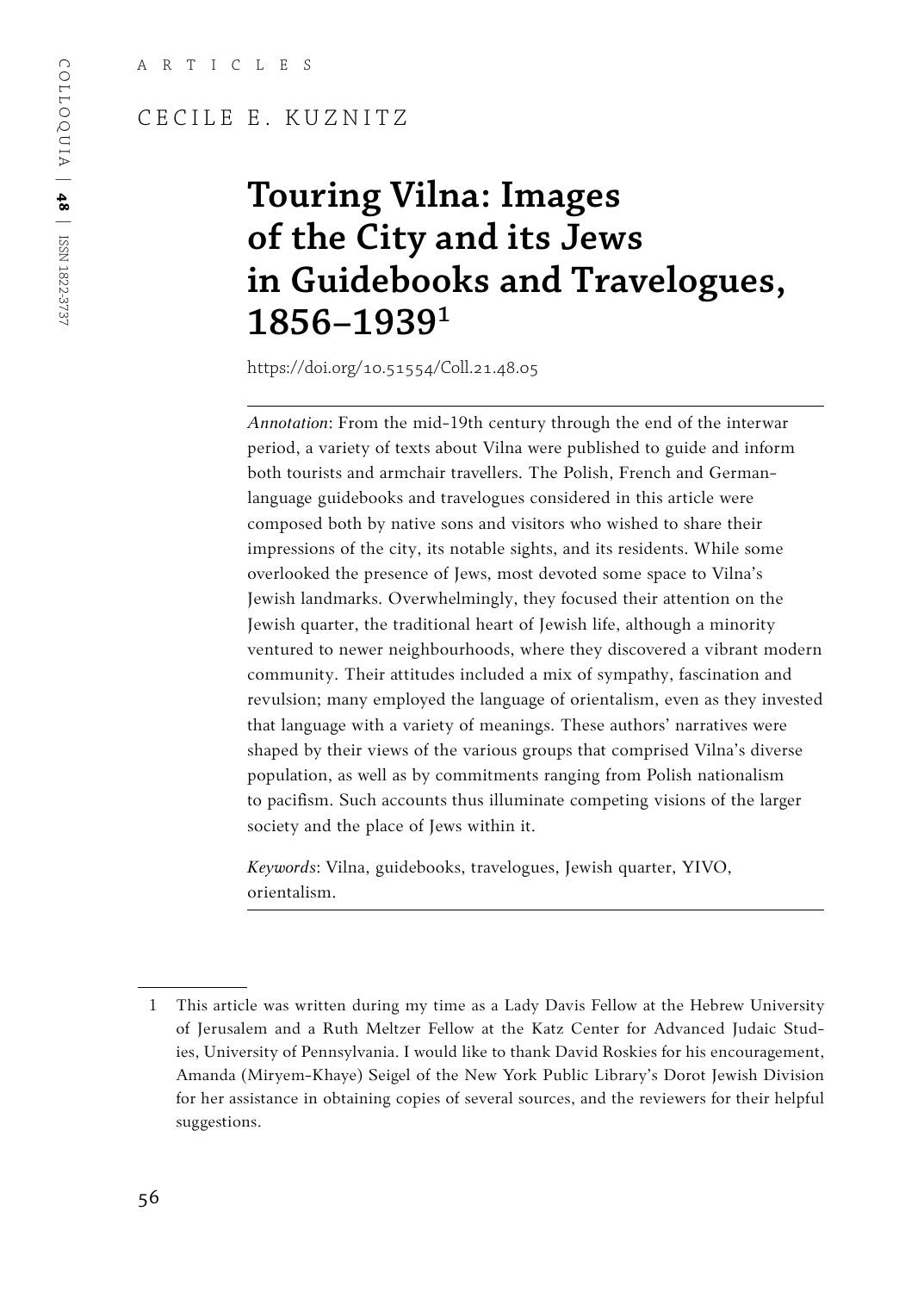ARTICLES

CECILE E. KUZNITZ

# Touring Vilna: Images of the City and its Jews in Guidebooks and Travelogues, 1856–1939[1]

https://doi.org/10.51554/Coll.21.48.05

*Annotation*: From the mid-19th century through the end of the interwar period, a variety of texts about Vilna were published to guide and inform both tourists and armchair travellers. The Polish, French and German-language guidebooks and travelogues considered in this article were composed both by native sons and visitors who wished to share their impressions of the city, its notable sights, and its residents. While some overlooked the presence of Jews, most devoted some space to Vilna's Jewish landmarks. Overwhelmingly, they focused their attention on the Jewish quarter, the traditional heart of Jewish life, although a minority ventured to newer neighbourhoods, where they discovered a vibrant modern community. Their attitudes included a mix of sympathy, fascination and revulsion; many employed the language of orientalism, even as they invested that language with a variety of meanings. These authors' narratives were shaped by their views of the various groups that comprised Vilna's diverse population, as well as by commitments ranging from Polish nationalism to pacifism. Such accounts thus illuminate competing visions of the larger society and the place of Jews within it.

*Keywords*: Vilna, guidebooks, travelogues, Jewish quarter, YIVO, orientalism.

---

1 This article was written during my time as a Lady Davis Fellow at the Hebrew University of Jerusalem and a Ruth Meltzer Fellow at the Katz Center for Advanced Judaic Studies, University of Pennsylvania. I would like to thank David Roskies for his encouragement, Amanda (Miryem-Khaye) Seigel of the New York Public Library's Dorot Jewish Division for her assistance in obtaining copies of several sources, and the reviewers for their helpful suggestions.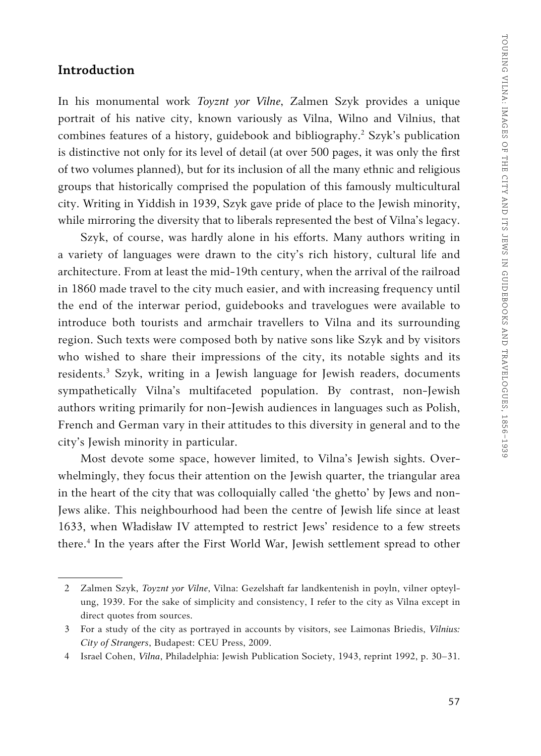## Introduction

In his monumental work *Toyznt yor Vilne*, Zalmen Szyk provides a unique portrait of his native city, known variously as Vilna, Wilno and Vilnius, that combines features of a history, guidebook and bibliography.[2] Szyk's publication is distinctive not only for its level of detail (at over 500 pages, it was only the first of two volumes planned), but for its inclusion of all the many ethnic and religious groups that historically comprised the population of this famously multicultural city. Writing in Yiddish in 1939, Szyk gave pride of place to the Jewish minority, while mirroring the diversity that to liberals represented the best of Vilna's legacy.

Szyk, of course, was hardly alone in his efforts. Many authors writing in a variety of languages were drawn to the city's rich history, cultural life and architecture. From at least the mid-19th century, when the arrival of the railroad in 1860 made travel to the city much easier, and with increasing frequency until the end of the interwar period, guidebooks and travelogues were available to introduce both tourists and armchair travellers to Vilna and its surrounding region. Such texts were composed both by native sons like Szyk and by visitors who wished to share their impressions of the city, its notable sights and its residents.[3] Szyk, writing in a Jewish language for Jewish readers, documents sympathetically Vilna's multifaceted population. By contrast, non-Jewish authors writing primarily for non-Jewish audiences in languages such as Polish, French and German vary in their attitudes to this diversity in general and to the city's Jewish minority in particular.

Most devote some space, however limited, to Vilna's Jewish sights. Overwhelmingly, they focus their attention on the Jewish quarter, the triangular area in the heart of the city that was colloquially called 'the ghetto' by Jews and non-Jews alike. This neighbourhood had been the centre of Jewish life since at least 1633, when Władisław IV attempted to restrict Jews' residence to a few streets there.[4] In the years after the First World War, Jewish settlement spread to other

---

2 Zalmen Szyk, *Toyznt yor Vilne*, Vilna: Gezelshaft far landkentenish in poyln, vilner opteylung, 1939. For the sake of simplicity and consistency, I refer to the city as Vilna except in direct quotes from sources.

3 For a study of the city as portrayed in accounts by visitors, see Laimonas Briedis, *Vilnius: City of Strangers*, Budapest: CEU Press, 2009.

4 Israel Cohen, *Vilna*, Philadelphia: Jewish Publication Society, 1943, reprint 1992, p. 30–31.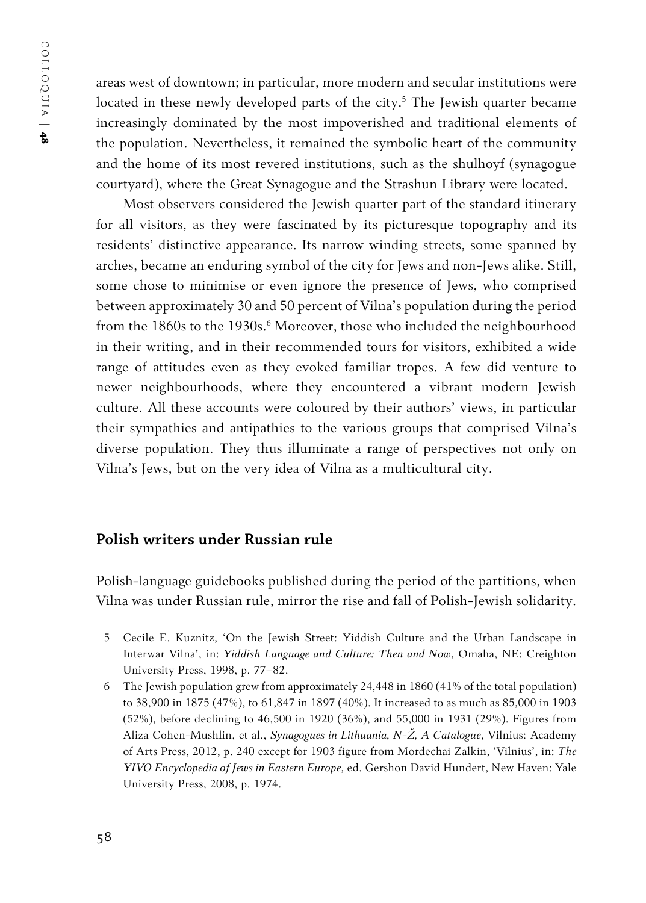areas west of downtown; in particular, more modern and secular institutions were located in these newly developed parts of the city.[5] The Jewish quarter became increasingly dominated by the most impoverished and traditional elements of the population. Nevertheless, it remained the symbolic heart of the community and the home of its most revered institutions, such as the shulhoyf (synagogue courtyard), where the Great Synagogue and the Strashun Library were located.

Most observers considered the Jewish quarter part of the standard itinerary for all visitors, as they were fascinated by its picturesque topography and its residents' distinctive appearance. Its narrow winding streets, some spanned by arches, became an enduring symbol of the city for Jews and non-Jews alike. Still, some chose to minimise or even ignore the presence of Jews, who comprised between approximately 30 and 50 percent of Vilna's population during the period from the 1860s to the 1930s.[6] Moreover, those who included the neighbourhood in their writing, and in their recommended tours for visitors, exhibited a wide range of attitudes even as they evoked familiar tropes. A few did venture to newer neighbourhoods, where they encountered a vibrant modern Jewish culture. All these accounts were coloured by their authors' views, in particular their sympathies and antipathies to the various groups that comprised Vilna's diverse population. They thus illuminate a range of perspectives not only on Vilna's Jews, but on the very idea of Vilna as a multicultural city.

## Polish writers under Russian rule

Polish-language guidebooks published during the period of the partitions, when Vilna was under Russian rule, mirror the rise and fall of Polish-Jewish solidarity.

---

5 Cecile E. Kuznitz, 'On the Jewish Street: Yiddish Culture and the Urban Landscape in Interwar Vilna', in: *Yiddish Language and Culture: Then and Now*, Omaha, NE: Creighton University Press, 1998, p. 77–82.

6 The Jewish population grew from approximately 24,448 in 1860 (41% of the total population) to 38,900 in 1875 (47%), to 61,847 in 1897 (40%). It increased to as much as 85,000 in 1903 (52%), before declining to 46,500 in 1920 (36%), and 55,000 in 1931 (29%). Figures from Aliza Cohen-Mushlin, et al., *Synagogues in Lithuania, N-Ž, A Catalogue*, Vilnius: Academy of Arts Press, 2012, p. 240 except for 1903 figure from Mordechai Zalkin, 'Vilnius', in: *The YIVO Encyclopedia of Jews in Eastern Europe*, ed. Gershon David Hundert, New Haven: Yale University Press, 2008, p. 1974.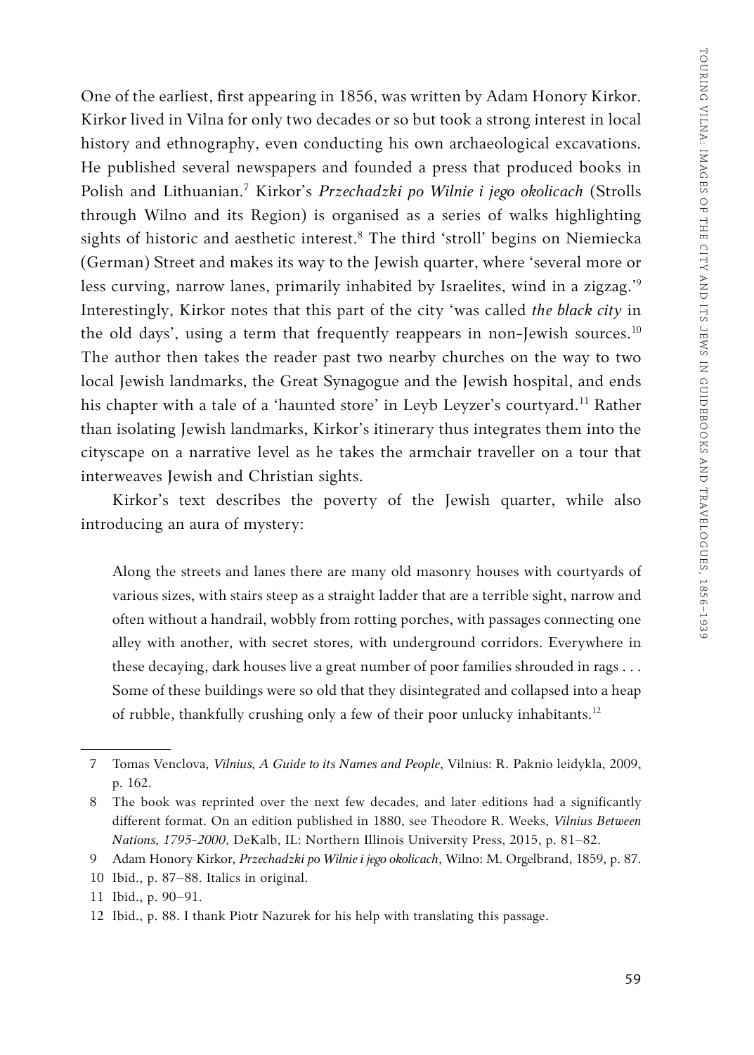One of the earliest, first appearing in 1856, was written by Adam Honory Kirkor. Kirkor lived in Vilna for only two decades or so but took a strong interest in local history and ethnography, even conducting his own archaeological excavations. He published several newspapers and founded a press that produced books in Polish and Lithuanian.[7] Kirkor's *Przechadzki po Wilnie i jego okolicach* (Strolls through Wilno and its Region) is organised as a series of walks highlighting sights of historic and aesthetic interest.[8] The third 'stroll' begins on Niemiecka (German) Street and makes its way to the Jewish quarter, where 'several more or less curving, narrow lanes, primarily inhabited by Israelites, wind in a zigzag.'[9] Interestingly, Kirkor notes that this part of the city 'was called *the black city* in the old days', using a term that frequently reappears in non-Jewish sources.[10] The author then takes the reader past two nearby churches on the way to two local Jewish landmarks, the Great Synagogue and the Jewish hospital, and ends his chapter with a tale of a 'haunted store' in Leyb Leyzer's courtyard.[11] Rather than isolating Jewish landmarks, Kirkor's itinerary thus integrates them into the cityscape on a narrative level as he takes the armchair traveller on a tour that interweaves Jewish and Christian sights.

Kirkor's text describes the poverty of the Jewish quarter, while also introducing an aura of mystery:

> Along the streets and lanes there are many old masonry houses with courtyards of various sizes, with stairs steep as a straight ladder that are a terrible sight, narrow and often without a handrail, wobbly from rotting porches, with passages connecting one alley with another, with secret stores, with underground corridors. Everywhere in these decaying, dark houses live a great number of poor families shrouded in rags . . . Some of these buildings were so old that they disintegrated and collapsed into a heap of rubble, thankfully crushing only a few of their poor unlucky inhabitants.[12]

---

7 Tomas Venclova, *Vilnius, A Guide to its Names and People*, Vilnius: R. Paknio leidykla, 2009, p. 162.

8 The book was reprinted over the next few decades, and later editions had a significantly different format. On an edition published in 1880, see Theodore R. Weeks, *Vilnius Between Nations, 1795-2000*, DeKalb, IL: Northern Illinois University Press, 2015, p. 81–82.

9 Adam Honory Kirkor, *Przechadzki po Wilnie i jego okolicach*, Wilno: M. Orgelbrand, 1859, p. 87.

10 Ibid., p. 87–88. Italics in original.

11 Ibid., p. 90–91.

12 Ibid., p. 88. I thank Piotr Nazurek for his help with translating this passage.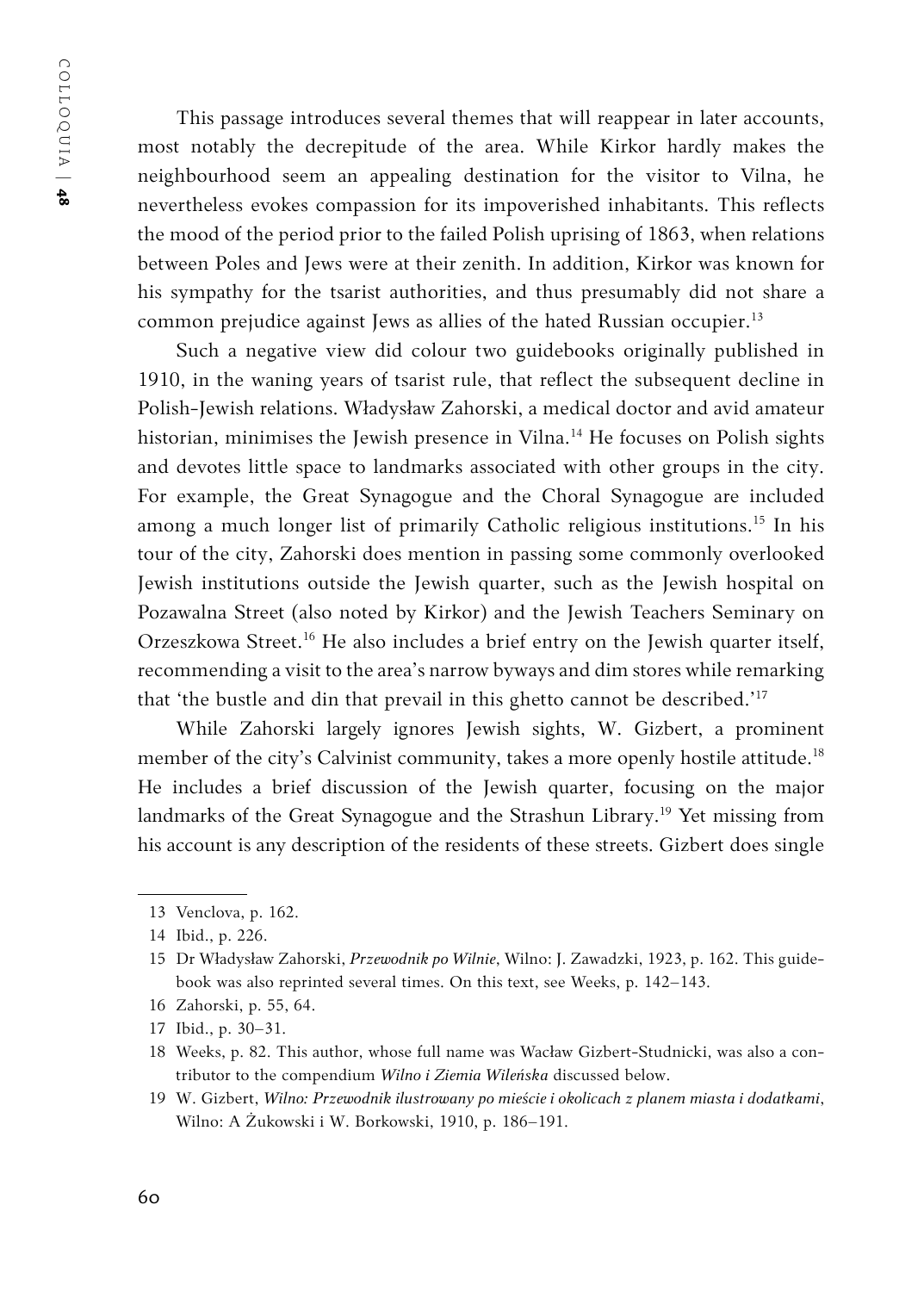This passage introduces several themes that will reappear in later accounts, most notably the decrepitude of the area. While Kirkor hardly makes the neighbourhood seem an appealing destination for the visitor to Vilna, he nevertheless evokes compassion for its impoverished inhabitants. This reflects the mood of the period prior to the failed Polish uprising of 1863, when relations between Poles and Jews were at their zenith. In addition, Kirkor was known for his sympathy for the tsarist authorities, and thus presumably did not share a common prejudice against Jews as allies of the hated Russian occupier.[13]

Such a negative view did colour two guidebooks originally published in 1910, in the waning years of tsarist rule, that reflect the subsequent decline in Polish-Jewish relations. Władysław Zahorski, a medical doctor and avid amateur historian, minimises the Jewish presence in Vilna.[14] He focuses on Polish sights and devotes little space to landmarks associated with other groups in the city. For example, the Great Synagogue and the Choral Synagogue are included among a much longer list of primarily Catholic religious institutions.[15] In his tour of the city, Zahorski does mention in passing some commonly overlooked Jewish institutions outside the Jewish quarter, such as the Jewish hospital on Pozawalna Street (also noted by Kirkor) and the Jewish Teachers Seminary on Orzeszkowa Street.[16] He also includes a brief entry on the Jewish quarter itself, recommending a visit to the area's narrow byways and dim stores while remarking that 'the bustle and din that prevail in this ghetto cannot be described.'[17]

While Zahorski largely ignores Jewish sights, W. Gizbert, a prominent member of the city's Calvinist community, takes a more openly hostile attitude.[18] He includes a brief discussion of the Jewish quarter, focusing on the major landmarks of the Great Synagogue and the Strashun Library.[19] Yet missing from his account is any description of the residents of these streets. Gizbert does single

---

13 Venclova, p. 162.

14 Ibid., p. 226.

15 Dr Władysław Zahorski, *Przewodnik po Wilnie*, Wilno: J. Zawadzki, 1923, p. 162. This guidebook was also reprinted several times. On this text, see Weeks, p. 142–143.

16 Zahorski, p. 55, 64.

17 Ibid., p. 30–31.

18 Weeks, p. 82. This author, whose full name was Wacław Gizbert-Studnicki, was also a contributor to the compendium *Wilno i Ziemia Wileńska* discussed below.

19 W. Gizbert, *Wilno: Przewodnik ilustrowany po mieście i okolicach z planem miasta i dodatkami*, Wilno: A Żukowski i W. Borkowski, 1910, p. 186–191.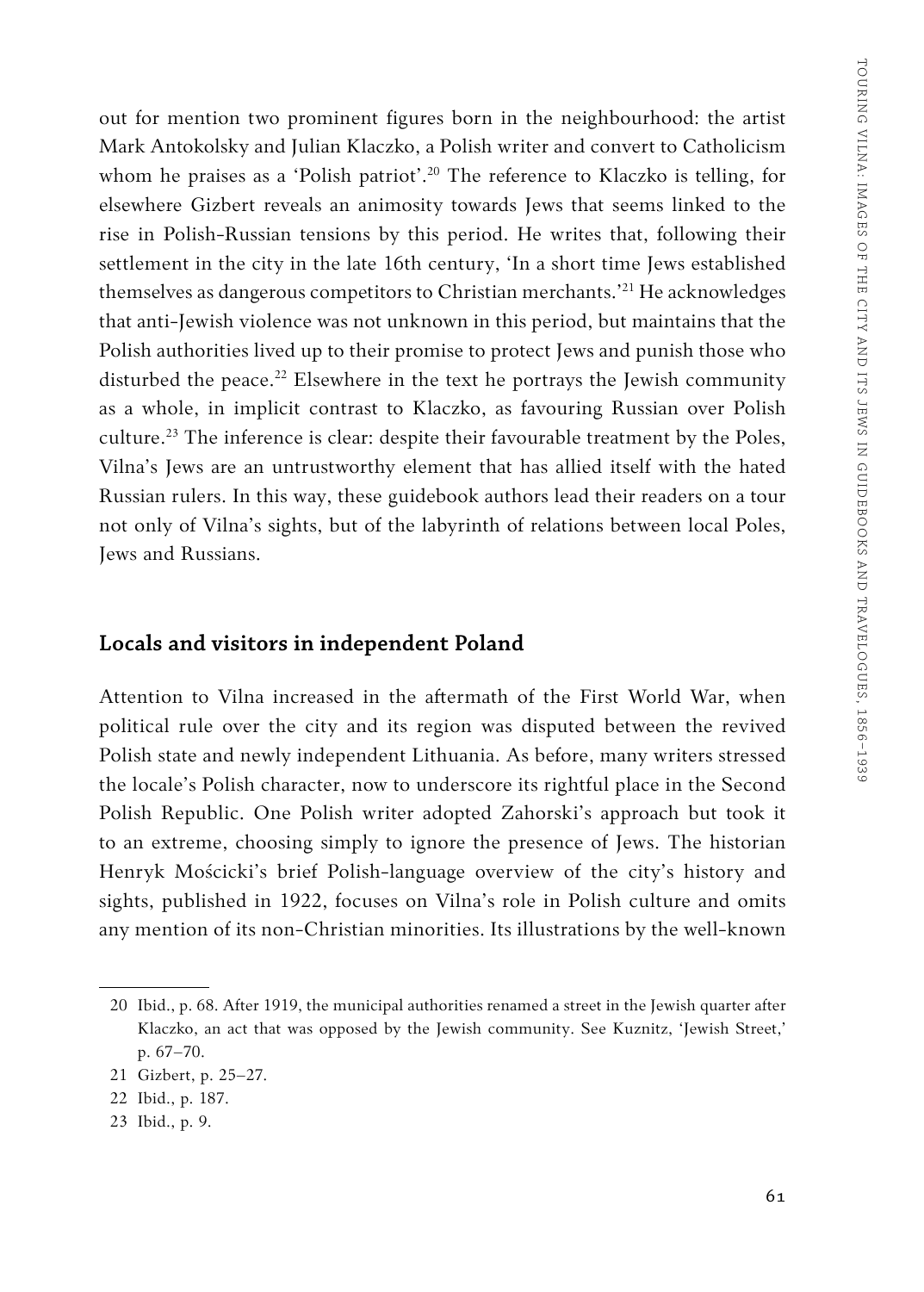out for mention two prominent figures born in the neighbourhood: the artist Mark Antokolsky and Julian Klaczko, a Polish writer and convert to Catholicism whom he praises as a 'Polish patriot'.[20] The reference to Klaczko is telling, for elsewhere Gizbert reveals an animosity towards Jews that seems linked to the rise in Polish-Russian tensions by this period. He writes that, following their settlement in the city in the late 16th century, 'In a short time Jews established themselves as dangerous competitors to Christian merchants.'[21] He acknowledges that anti-Jewish violence was not unknown in this period, but maintains that the Polish authorities lived up to their promise to protect Jews and punish those who disturbed the peace.[22] Elsewhere in the text he portrays the Jewish community as a whole, in implicit contrast to Klaczko, as favouring Russian over Polish culture.[23] The inference is clear: despite their favourable treatment by the Poles, Vilna's Jews are an untrustworthy element that has allied itself with the hated Russian rulers. In this way, these guidebook authors lead their readers on a tour not only of Vilna's sights, but of the labyrinth of relations between local Poles, Jews and Russians.

## Locals and visitors in independent Poland

Attention to Vilna increased in the aftermath of the First World War, when political rule over the city and its region was disputed between the revived Polish state and newly independent Lithuania. As before, many writers stressed the locale's Polish character, now to underscore its rightful place in the Second Polish Republic. One Polish writer adopted Zahorski's approach but took it to an extreme, choosing simply to ignore the presence of Jews. The historian Henryk Mościcki's brief Polish-language overview of the city's history and sights, published in 1922, focuses on Vilna's role in Polish culture and omits any mention of its non-Christian minorities. Its illustrations by the well-known

---

20 Ibid., p. 68. After 1919, the municipal authorities renamed a street in the Jewish quarter after Klaczko, an act that was opposed by the Jewish community. See Kuznitz, 'Jewish Street,' p. 67–70.

21 Gizbert, p. 25–27.

22 Ibid., p. 187.

23 Ibid., p. 9.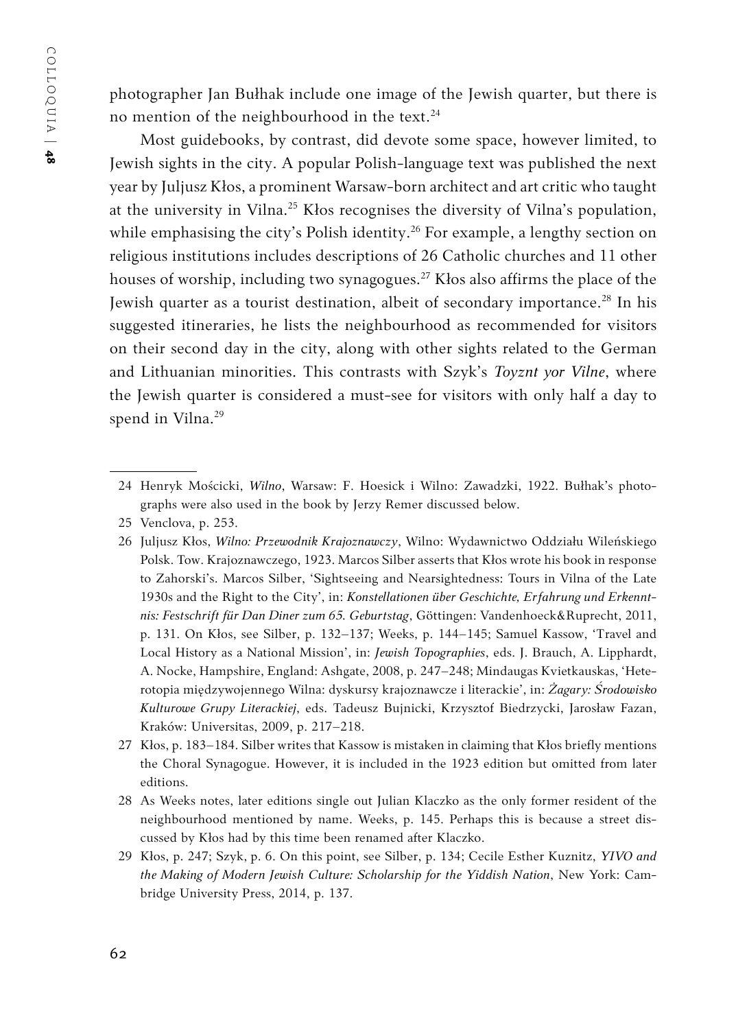photographer Jan Bułhak include one image of the Jewish quarter, but there is no mention of the neighbourhood in the text.[24]

Most guidebooks, by contrast, did devote some space, however limited, to Jewish sights in the city. A popular Polish-language text was published the next year by Juljusz Kłos, a prominent Warsaw-born architect and art critic who taught at the university in Vilna.[25] Kłos recognises the diversity of Vilna's population, while emphasising the city's Polish identity.[26] For example, a lengthy section on religious institutions includes descriptions of 26 Catholic churches and 11 other houses of worship, including two synagogues.[27] Kłos also affirms the place of the Jewish quarter as a tourist destination, albeit of secondary importance.[28] In his suggested itineraries, he lists the neighbourhood as recommended for visitors on their second day in the city, along with other sights related to the German and Lithuanian minorities. This contrasts with Szyk's *Toyznt yor Vilne*, where the Jewish quarter is considered a must-see for visitors with only half a day to spend in Vilna.[29]

---

24 Henryk Mościcki, *Wilno*, Warsaw: F. Hoesick i Wilno: Zawadzki, 1922. Bułhak's photographs were also used in the book by Jerzy Remer discussed below.

25 Venclova, p. 253.

26 Juljusz Kłos, *Wilno: Przewodnik Krajoznawczy*, Wilno: Wydawnictwo Oddziału Wileńskiego Polsk. Tow. Krajoznawczego, 1923. Marcos Silber asserts that Kłos wrote his book in response to Zahorski's. Marcos Silber, 'Sightseeing and Nearsightedness: Tours in Vilna of the Late 1930s and the Right to the City', in: *Konstellationen über Geschichte, Erfahrung und Erkenntnis: Festschrift für Dan Diner zum 65. Geburtstag*, Göttingen: Vandenhoeck&Ruprecht, 2011, p. 131. On Kłos, see Silber, p. 132–137; Weeks, p. 144–145; Samuel Kassow, 'Travel and Local History as a National Mission', in: *Jewish Topographies*, eds. J. Brauch, A. Lipphardt, A. Nocke, Hampshire, England: Ashgate, 2008, p. 247–248; Mindaugas Kvietkauskas, 'Heterotopia międzywojennego Wilna: dyskursy krajoznawcze i literackie', in: *Żagary: Środowisko Kulturowe Grupy Literackiej*, eds. Tadeusz Bujnicki, Krzysztof Biedrzycki, Jarosław Fazan, Kraków: Universitas, 2009, p. 217–218.

27 Kłos, p. 183–184. Silber writes that Kassow is mistaken in claiming that Kłos briefly mentions the Choral Synagogue. However, it is included in the 1923 edition but omitted from later editions.

28 As Weeks notes, later editions single out Julian Klaczko as the only former resident of the neighbourhood mentioned by name. Weeks, p. 145. Perhaps this is because a street discussed by Kłos had by this time been renamed after Klaczko.

29 Kłos, p. 247; Szyk, p. 6. On this point, see Silber, p. 134; Cecile Esther Kuznitz, *YIVO and the Making of Modern Jewish Culture: Scholarship for the Yiddish Nation*, New York: Cambridge University Press, 2014, p. 137.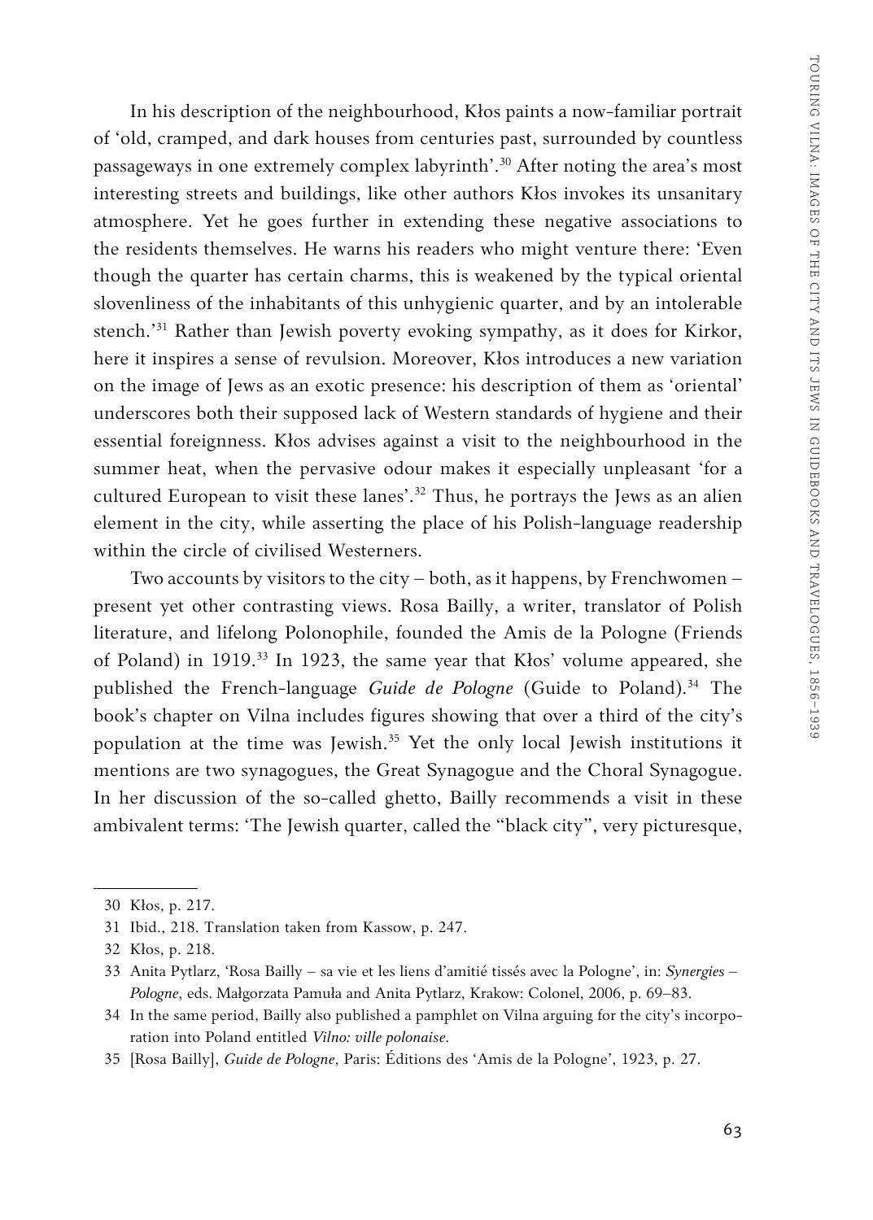In his description of the neighbourhood, Kłos paints a now-familiar portrait of 'old, cramped, and dark houses from centuries past, surrounded by countless passageways in one extremely complex labyrinth'.[30] After noting the area's most interesting streets and buildings, like other authors Kłos invokes its unsanitary atmosphere. Yet he goes further in extending these negative associations to the residents themselves. He warns his readers who might venture there: 'Even though the quarter has certain charms, this is weakened by the typical oriental slovenliness of the inhabitants of this unhygienic quarter, and by an intolerable stench.'[31] Rather than Jewish poverty evoking sympathy, as it does for Kirkor, here it inspires a sense of revulsion. Moreover, Kłos introduces a new variation on the image of Jews as an exotic presence: his description of them as 'oriental' underscores both their supposed lack of Western standards of hygiene and their essential foreignness. Kłos advises against a visit to the neighbourhood in the summer heat, when the pervasive odour makes it especially unpleasant 'for a cultured European to visit these lanes'.[32] Thus, he portrays the Jews as an alien element in the city, while asserting the place of his Polish-language readership within the circle of civilised Westerners.

Two accounts by visitors to the city – both, as it happens, by Frenchwomen – present yet other contrasting views. Rosa Bailly, a writer, translator of Polish literature, and lifelong Polonophile, founded the Amis de la Pologne (Friends of Poland) in 1919.[33] In 1923, the same year that Kłos' volume appeared, she published the French-language *Guide de Pologne* (Guide to Poland).[34] The book's chapter on Vilna includes figures showing that over a third of the city's population at the time was Jewish.[35] Yet the only local Jewish institutions it mentions are two synagogues, the Great Synagogue and the Choral Synagogue. In her discussion of the so-called ghetto, Bailly recommends a visit in these ambivalent terms: 'The Jewish quarter, called the "black city", very picturesque,

---

30 Kłos, p. 217.

31 Ibid., 218. Translation taken from Kassow, p. 247.

32 Kłos, p. 218.

33 Anita Pytlarz, 'Rosa Bailly – sa vie et les liens d'amitié tissés avec la Pologne', in: *Synergies – Pologne*, eds. Małgorzata Pamuła and Anita Pytlarz, Krakow: Colonel, 2006, p. 69–83.

34 In the same period, Bailly also published a pamphlet on Vilna arguing for the city's incorporation into Poland entitled *Vilno: ville polonaise*.

35 [Rosa Bailly], *Guide de Pologne*, Paris: Éditions des 'Amis de la Pologne', 1923, p. 27.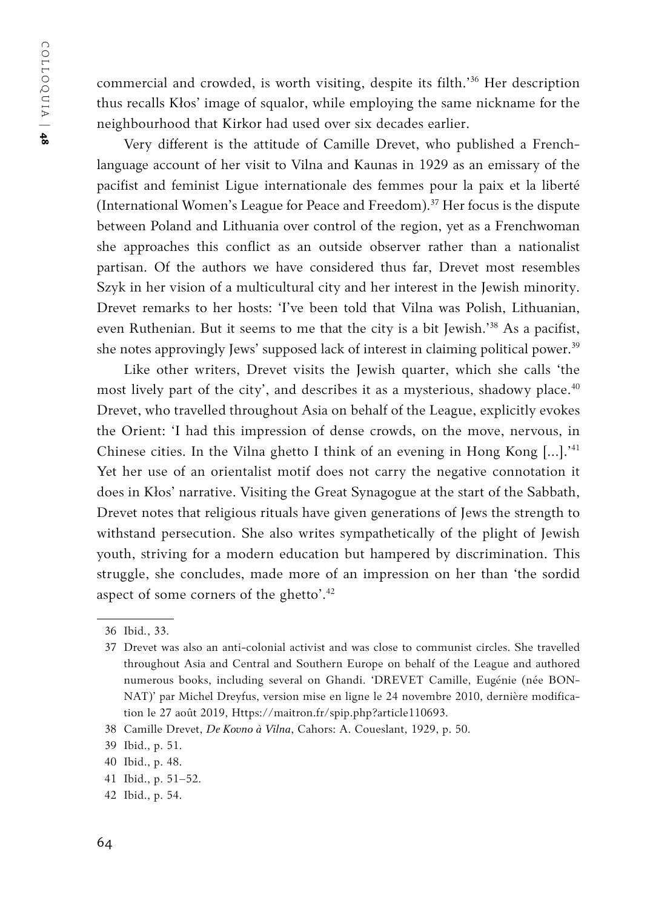commercial and crowded, is worth visiting, despite its filth.'[36] Her description thus recalls Kłos' image of squalor, while employing the same nickname for the neighbourhood that Kirkor had used over six decades earlier.

Very different is the attitude of Camille Drevet, who published a French-language account of her visit to Vilna and Kaunas in 1929 as an emissary of the pacifist and feminist Ligue internationale des femmes pour la paix et la liberté (International Women's League for Peace and Freedom).[37] Her focus is the dispute between Poland and Lithuania over control of the region, yet as a Frenchwoman she approaches this conflict as an outside observer rather than a nationalist partisan. Of the authors we have considered thus far, Drevet most resembles Szyk in her vision of a multicultural city and her interest in the Jewish minority. Drevet remarks to her hosts: 'I've been told that Vilna was Polish, Lithuanian, even Ruthenian. But it seems to me that the city is a bit Jewish.'[38] As a pacifist, she notes approvingly Jews' supposed lack of interest in claiming political power.[39]

Like other writers, Drevet visits the Jewish quarter, which she calls 'the most lively part of the city', and describes it as a mysterious, shadowy place.[40] Drevet, who travelled throughout Asia on behalf of the League, explicitly evokes the Orient: 'I had this impression of dense crowds, on the move, nervous, in Chinese cities. In the Vilna ghetto I think of an evening in Hong Kong [...].'[41] Yet her use of an orientalist motif does not carry the negative connotation it does in Kłos' narrative. Visiting the Great Synagogue at the start of the Sabbath, Drevet notes that religious rituals have given generations of Jews the strength to withstand persecution. She also writes sympathetically of the plight of Jewish youth, striving for a modern education but hampered by discrimination. This struggle, she concludes, made more of an impression on her than 'the sordid aspect of some corners of the ghetto'.[42]

---

36 Ibid., 33.

37 Drevet was also an anti-colonial activist and was close to communist circles. She travelled throughout Asia and Central and Southern Europe on behalf of the League and authored numerous books, including several on Ghandi. 'DREVET Camille, Eugénie (née BONNAT)' par Michel Dreyfus, version mise en ligne le 24 novembre 2010, dernière modification le 27 août 2019, Https://maitron.fr/spip.php?article110693.

38 Camille Drevet, *De Kovno à Vilna*, Cahors: A. Coueslant, 1929, p. 50.

39 Ibid., p. 51.

40 Ibid., p. 48.

41 Ibid., p. 51–52.

42 Ibid., p. 54.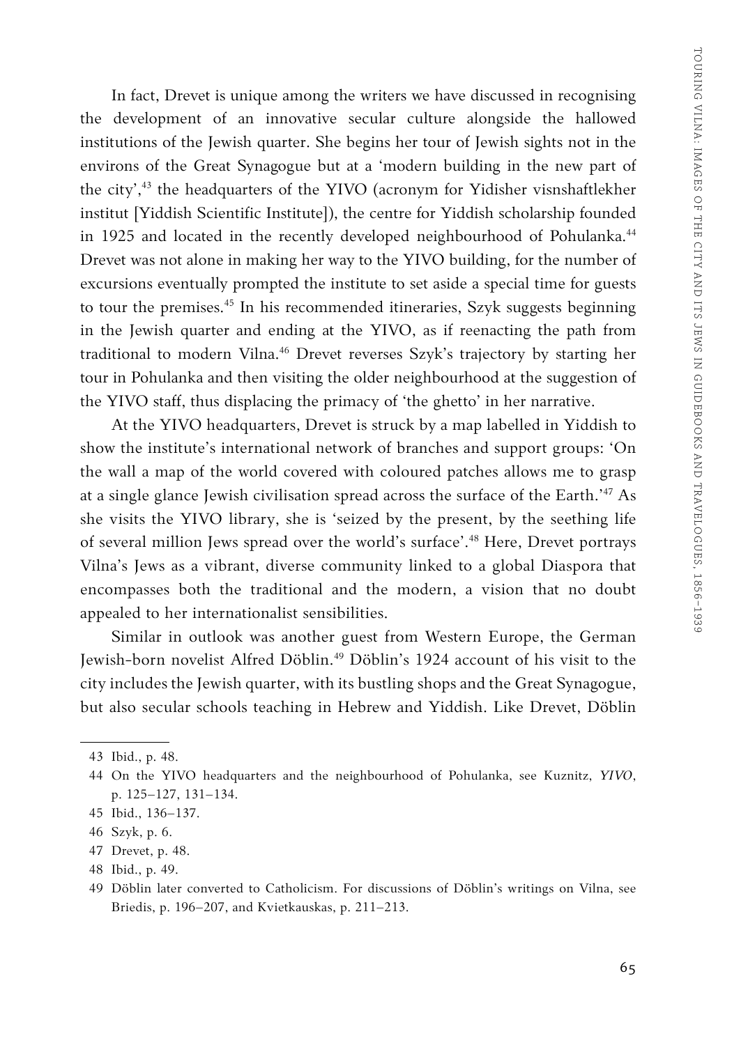In fact, Drevet is unique among the writers we have discussed in recognising the development of an innovative secular culture alongside the hallowed institutions of the Jewish quarter. She begins her tour of Jewish sights not in the environs of the Great Synagogue but at a 'modern building in the new part of the city',[43] the headquarters of the YIVO (acronym for Yidisher visnshaftlekher institut [Yiddish Scientific Institute]), the centre for Yiddish scholarship founded in 1925 and located in the recently developed neighbourhood of Pohulanka.[44] Drevet was not alone in making her way to the YIVO building, for the number of excursions eventually prompted the institute to set aside a special time for guests to tour the premises.[45] In his recommended itineraries, Szyk suggests beginning in the Jewish quarter and ending at the YIVO, as if reenacting the path from traditional to modern Vilna.[46] Drevet reverses Szyk's trajectory by starting her tour in Pohulanka and then visiting the older neighbourhood at the suggestion of the YIVO staff, thus displacing the primacy of 'the ghetto' in her narrative.

At the YIVO headquarters, Drevet is struck by a map labelled in Yiddish to show the institute's international network of branches and support groups: 'On the wall a map of the world covered with coloured patches allows me to grasp at a single glance Jewish civilisation spread across the surface of the Earth.'[47] As she visits the YIVO library, she is 'seized by the present, by the seething life of several million Jews spread over the world's surface'.[48] Here, Drevet portrays Vilna's Jews as a vibrant, diverse community linked to a global Diaspora that encompasses both the traditional and the modern, a vision that no doubt appealed to her internationalist sensibilities.

Similar in outlook was another guest from Western Europe, the German Jewish-born novelist Alfred Döblin.[49] Döblin's 1924 account of his visit to the city includes the Jewish quarter, with its bustling shops and the Great Synagogue, but also secular schools teaching in Hebrew and Yiddish. Like Drevet, Döblin

---

43 Ibid., p. 48.

44 On the YIVO headquarters and the neighbourhood of Pohulanka, see Kuznitz, *YIVO*, p. 125–127, 131–134.

45 Ibid., 136–137.

46 Szyk, p. 6.

47 Drevet, p. 48.

48 Ibid., p. 49.

49 Döblin later converted to Catholicism. For discussions of Döblin's writings on Vilna, see Briedis, p. 196–207, and Kvietkauskas, p. 211–213.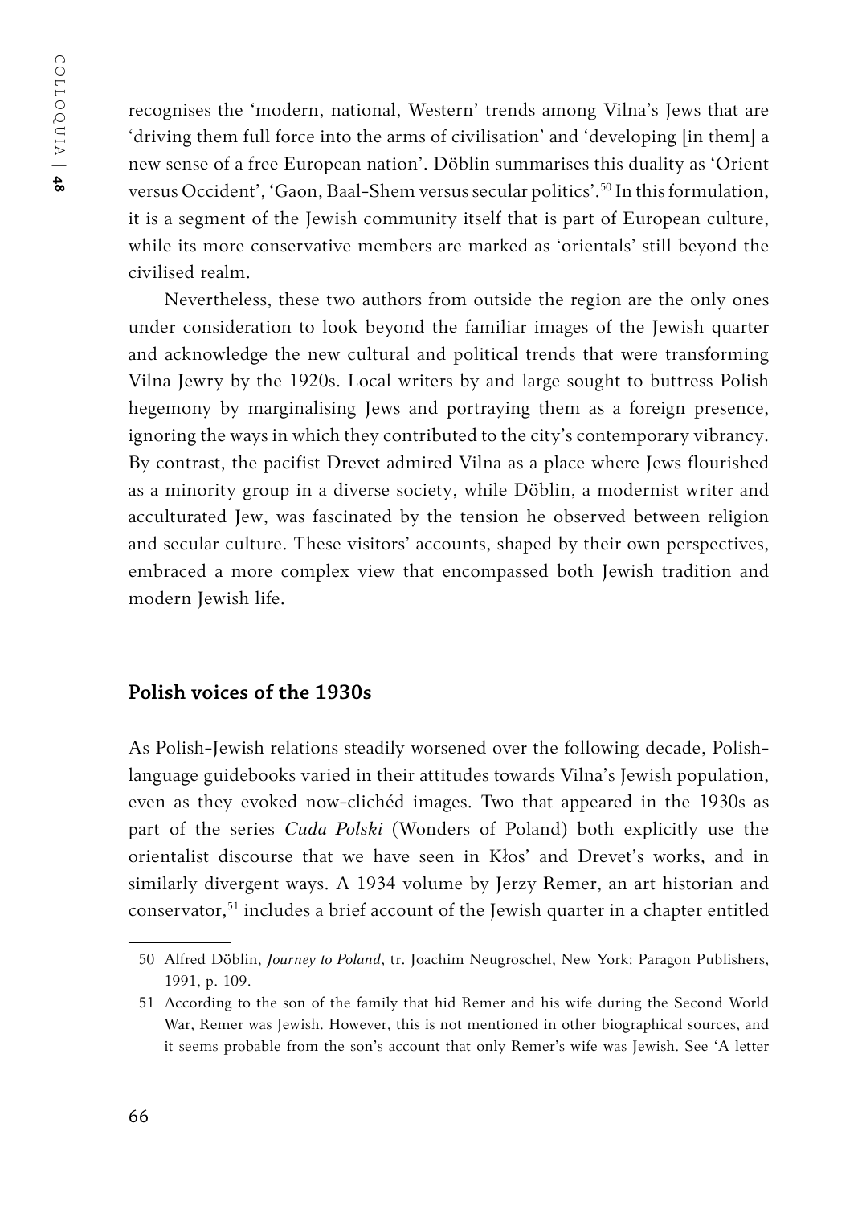recognises the 'modern, national, Western' trends among Vilna's Jews that are 'driving them full force into the arms of civilisation' and 'developing [in them] a new sense of a free European nation'. Döblin summarises this duality as 'Orient versus Occident', 'Gaon, Baal-Shem versus secular politics'.[50] In this formulation, it is a segment of the Jewish community itself that is part of European culture, while its more conservative members are marked as 'orientals' still beyond the civilised realm.

Nevertheless, these two authors from outside the region are the only ones under consideration to look beyond the familiar images of the Jewish quarter and acknowledge the new cultural and political trends that were transforming Vilna Jewry by the 1920s. Local writers by and large sought to buttress Polish hegemony by marginalising Jews and portraying them as a foreign presence, ignoring the ways in which they contributed to the city's contemporary vibrancy. By contrast, the pacifist Drevet admired Vilna as a place where Jews flourished as a minority group in a diverse society, while Döblin, a modernist writer and acculturated Jew, was fascinated by the tension he observed between religion and secular culture. These visitors' accounts, shaped by their own perspectives, embraced a more complex view that encompassed both Jewish tradition and modern Jewish life.

## Polish voices of the 1930s

As Polish-Jewish relations steadily worsened over the following decade, Polish-language guidebooks varied in their attitudes towards Vilna's Jewish population, even as they evoked now-clichéd images. Two that appeared in the 1930s as part of the series *Cuda Polski* (Wonders of Poland) both explicitly use the orientalist discourse that we have seen in Kłos' and Drevet's works, and in similarly divergent ways. A 1934 volume by Jerzy Remer, an art historian and conservator,[51] includes a brief account of the Jewish quarter in a chapter entitled

50 Alfred Döblin, *Journey to Poland*, tr. Joachim Neugroschel, New York: Paragon Publishers, 1991, p. 109.

51 According to the son of the family that hid Remer and his wife during the Second World War, Remer was Jewish. However, this is not mentioned in other biographical sources, and it seems probable from the son's account that only Remer's wife was Jewish. See 'A letter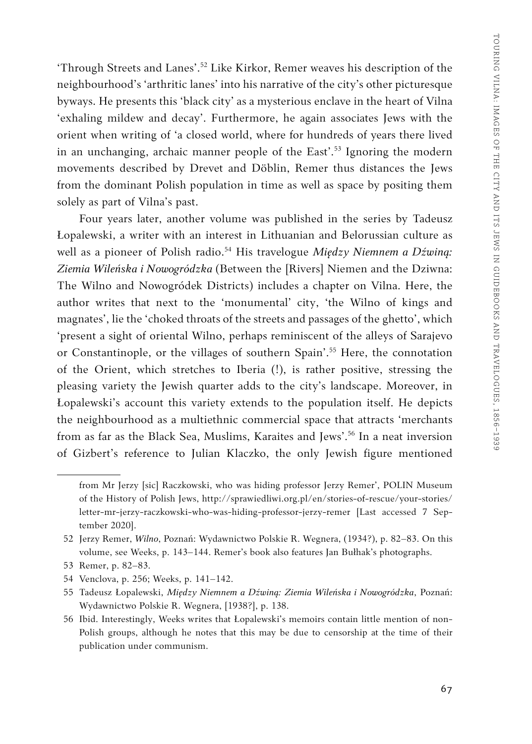'Through Streets and Lanes'.[52] Like Kirkor, Remer weaves his description of the neighbourhood's 'arthritic lanes' into his narrative of the city's other picturesque byways. He presents this 'black city' as a mysterious enclave in the heart of Vilna 'exhaling mildew and decay'. Furthermore, he again associates Jews with the orient when writing of 'a closed world, where for hundreds of years there lived in an unchanging, archaic manner people of the East'.[53] Ignoring the modern movements described by Drevet and Döblin, Remer thus distances the Jews from the dominant Polish population in time as well as space by positing them solely as part of Vilna's past.

Four years later, another volume was published in the series by Tadeusz Łopalewski, a writer with an interest in Lithuanian and Belorussian culture as well as a pioneer of Polish radio.[54] His travelogue *Między Niemnem a Dźwiną: Ziemia Wileńska i Nowogródzka* (Between the [Rivers] Niemen and the Dziwna: The Wilno and Nowogródek Districts) includes a chapter on Vilna. Here, the author writes that next to the 'monumental' city, 'the Wilno of kings and magnates', lie the 'choked throats of the streets and passages of the ghetto', which 'present a sight of oriental Wilno, perhaps reminiscent of the alleys of Sarajevo or Constantinople, or the villages of southern Spain'.[55] Here, the connotation of the Orient, which stretches to Iberia (!), is rather positive, stressing the pleasing variety the Jewish quarter adds to the city's landscape. Moreover, in Łopalewski's account this variety extends to the population itself. He depicts the neighbourhood as a multiethnic commercial space that attracts 'merchants from as far as the Black Sea, Muslims, Karaites and Jews'.[56] In a neat inversion of Gizbert's reference to Julian Klaczko, the only Jewish figure mentioned

---

from Mr Jerzy [sic] Raczkowski, who was hiding professor Jerzy Remer', POLIN Museum of the History of Polish Jews, http://sprawiedliwi.org.pl/en/stories-of-rescue/your-stories/letter-mr-jerzy-raczkowski-who-was-hiding-professor-jerzy-remer [Last accessed 7 September 2020].

52 Jerzy Remer, *Wilno*, Poznań: Wydawnictwo Polskie R. Wegnera, (1934?), p. 82–83. On this volume, see Weeks, p. 143–144. Remer's book also features Jan Bułhak's photographs.

53 Remer, p. 82–83.

54 Venclova, p. 256; Weeks, p. 141–142.

55 Tadeusz Łopalewski, *Między Niemnem a Dźwiną: Ziemia Wileńska i Nowogródzka*, Poznań: Wydawnictwo Polskie R. Wegnera, [1938?], p. 138.

56 Ibid. Interestingly, Weeks writes that Łopalewski's memoirs contain little mention of non-Polish groups, although he notes that this may be due to censorship at the time of their publication under communism.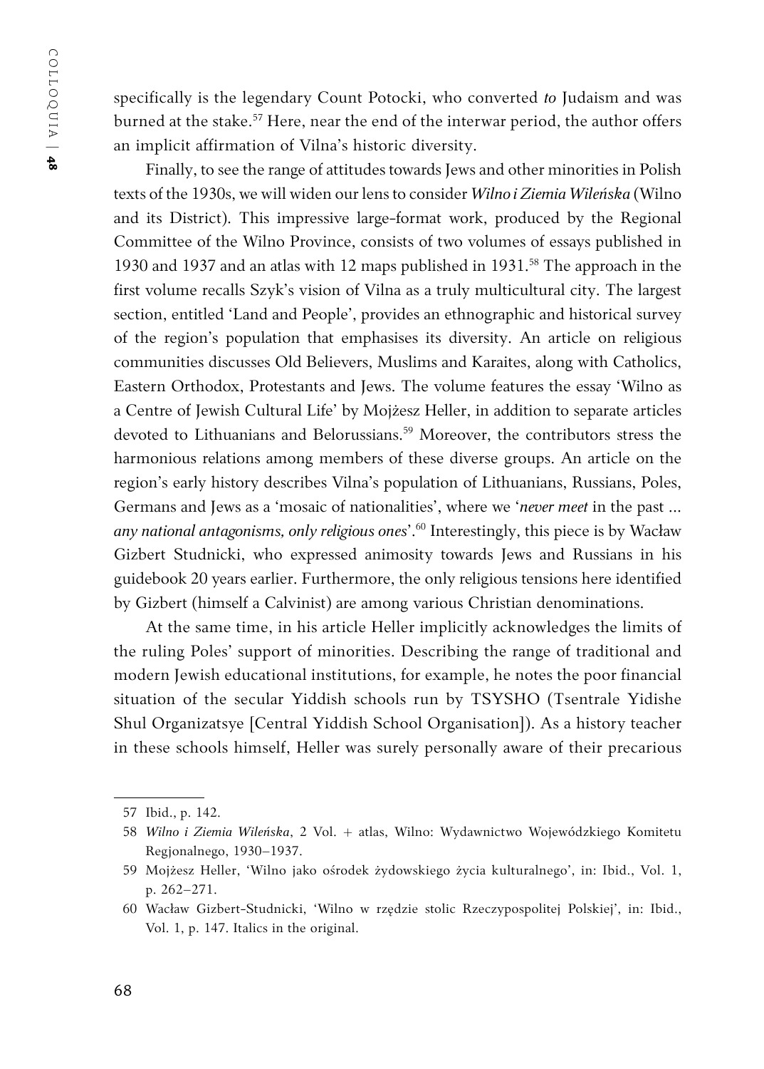specifically is the legendary Count Potocki, who converted *to* Judaism and was burned at the stake.[57] Here, near the end of the interwar period, the author offers an implicit affirmation of Vilna's historic diversity.

Finally, to see the range of attitudes towards Jews and other minorities in Polish texts of the 1930s, we will widen our lens to consider *Wilno i Ziemia Wileńska* (Wilno and its District). This impressive large-format work, produced by the Regional Committee of the Wilno Province, consists of two volumes of essays published in 1930 and 1937 and an atlas with 12 maps published in 1931.[58] The approach in the first volume recalls Szyk's vision of Vilna as a truly multicultural city. The largest section, entitled 'Land and People', provides an ethnographic and historical survey of the region's population that emphasises its diversity. An article on religious communities discusses Old Believers, Muslims and Karaites, along with Catholics, Eastern Orthodox, Protestants and Jews. The volume features the essay 'Wilno as a Centre of Jewish Cultural Life' by Mojżesz Heller, in addition to separate articles devoted to Lithuanians and Belorussians.[59] Moreover, the contributors stress the harmonious relations among members of these diverse groups. An article on the region's early history describes Vilna's population of Lithuanians, Russians, Poles, Germans and Jews as a 'mosaic of nationalities', where we '*never meet* in the past ... *any national antagonisms, only religious ones*'.[60] Interestingly, this piece is by Wacław Gizbert Studnicki, who expressed animosity towards Jews and Russians in his guidebook 20 years earlier. Furthermore, the only religious tensions here identified by Gizbert (himself a Calvinist) are among various Christian denominations.

At the same time, in his article Heller implicitly acknowledges the limits of the ruling Poles' support of minorities. Describing the range of traditional and modern Jewish educational institutions, for example, he notes the poor financial situation of the secular Yiddish schools run by TSYSHO (Tsentrale Yidishe Shul Organizatsye [Central Yiddish School Organisation]). As a history teacher in these schools himself, Heller was surely personally aware of their precarious

---

57 Ibid., p. 142.

58 *Wilno i Ziemia Wileńska*, 2 Vol. + atlas, Wilno: Wydawnictwo Wojewódzkiego Komitetu Regjonalnego, 1930–1937.

59 Mojżesz Heller, 'Wilno jako ośrodek żydowskiego życia kulturalnego', in: Ibid., Vol. 1, p. 262–271.

60 Wacław Gizbert-Studnicki, 'Wilno w rzędzie stolic Rzeczypospolitej Polskiej', in: Ibid., Vol. 1, p. 147. Italics in the original.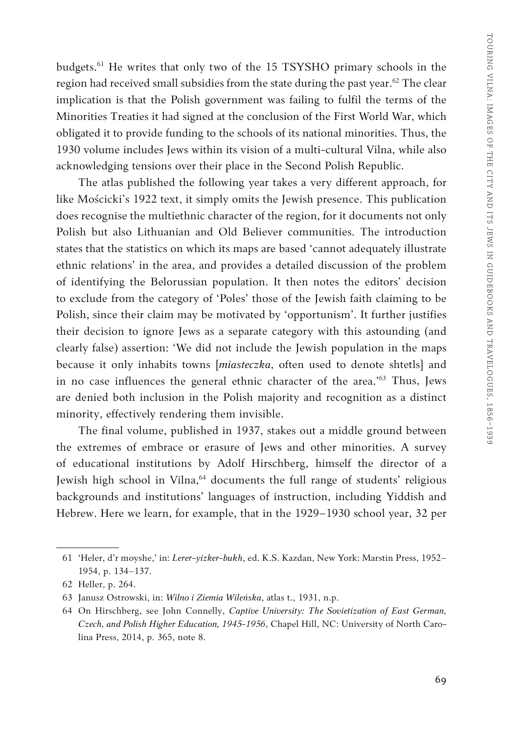budgets.[61] He writes that only two of the 15 TSYSHO primary schools in the region had received small subsidies from the state during the past year.[62] The clear implication is that the Polish government was failing to fulfil the terms of the Minorities Treaties it had signed at the conclusion of the First World War, which obligated it to provide funding to the schools of its national minorities. Thus, the 1930 volume includes Jews within its vision of a multi-cultural Vilna, while also acknowledging tensions over their place in the Second Polish Republic.

The atlas published the following year takes a very different approach, for like Mościcki's 1922 text, it simply omits the Jewish presence. This publication does recognise the multiethnic character of the region, for it documents not only Polish but also Lithuanian and Old Believer communities. The introduction states that the statistics on which its maps are based 'cannot adequately illustrate ethnic relations' in the area, and provides a detailed discussion of the problem of identifying the Belorussian population. It then notes the editors' decision to exclude from the category of 'Poles' those of the Jewish faith claiming to be Polish, since their claim may be motivated by 'opportunism'. It further justifies their decision to ignore Jews as a separate category with this astounding (and clearly false) assertion: 'We did not include the Jewish population in the maps because it only inhabits towns [*miasteczka*, often used to denote shtetls] and in no case influences the general ethnic character of the area.'[63] Thus, Jews are denied both inclusion in the Polish majority and recognition as a distinct minority, effectively rendering them invisible.

The final volume, published in 1937, stakes out a middle ground between the extremes of embrace or erasure of Jews and other minorities. A survey of educational institutions by Adolf Hirschberg, himself the director of a Jewish high school in Vilna,[64] documents the full range of students' religious backgrounds and institutions' languages of instruction, including Yiddish and Hebrew. Here we learn, for example, that in the 1929–1930 school year, 32 per

---

61 'Heler, d'r moyshe,' in: *Lerer-yizker-bukh*, ed. K.S. Kazdan, New York: Marstin Press, 1952–1954, p. 134–137.

62 Heller, p. 264.

63 Janusz Ostrowski, in: *Wilno i Ziemia Wileńska*, atlas t., 1931, n.p.

64 On Hirschberg, see John Connelly, *Captive University: The Sovietization of East German, Czech, and Polish Higher Education, 1945-1956*, Chapel Hill, NC: University of North Carolina Press, 2014, p. 365, note 8.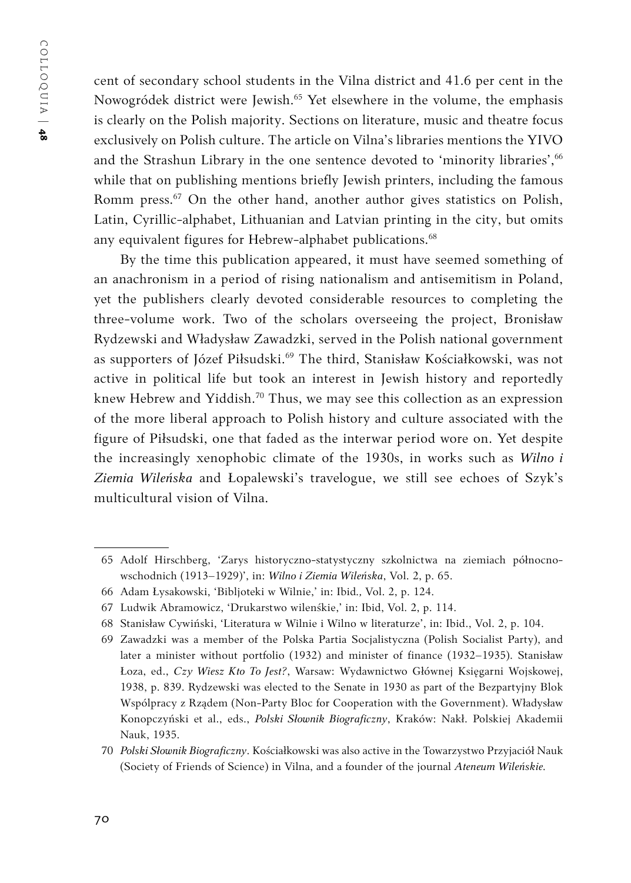cent of secondary school students in the Vilna district and 41.6 per cent in the Nowogródek district were Jewish.[65] Yet elsewhere in the volume, the emphasis is clearly on the Polish majority. Sections on literature, music and theatre focus exclusively on Polish culture. The article on Vilna's libraries mentions the YIVO and the Strashun Library in the one sentence devoted to 'minority libraries',[66] while that on publishing mentions briefly Jewish printers, including the famous Romm press.[67] On the other hand, another author gives statistics on Polish, Latin, Cyrillic-alphabet, Lithuanian and Latvian printing in the city, but omits any equivalent figures for Hebrew-alphabet publications.[68]

By the time this publication appeared, it must have seemed something of an anachronism in a period of rising nationalism and antisemitism in Poland, yet the publishers clearly devoted considerable resources to completing the three-volume work. Two of the scholars overseeing the project, Bronisław Rydzewski and Władysław Zawadzki, served in the Polish national government as supporters of Józef Piłsudski.[69] The third, Stanisław Kościałkowski, was not active in political life but took an interest in Jewish history and reportedly knew Hebrew and Yiddish.[70] Thus, we may see this collection as an expression of the more liberal approach to Polish history and culture associated with the figure of Piłsudski, one that faded as the interwar period wore on. Yet despite the increasingly xenophobic climate of the 1930s, in works such as *Wilno i Ziemia Wileńska* and Łopalewski's travelogue, we still see echoes of Szyk's multicultural vision of Vilna.

---

65 Adolf Hirschberg, 'Zarys historyczno-statystyczny szkolnictwa na ziemiach północno-wschodnich (1913–1929)', in: *Wilno i Ziemia Wileńska*, Vol. 2, p. 65.

66 Adam Łysakowski, 'Bibljoteki w Wilnie,' in: Ibid*.*, Vol. 2, p. 124.

67 Ludwik Abramowicz, 'Drukarstwo wileńskie,' in: Ibid, Vol. 2, p. 114.

68 Stanisław Cywiński, 'Literatura w Wilnie i Wilno w literaturze', in: Ibid., Vol. 2, p. 104.

69 Zawadzki was a member of the Polska Partia Socjalistyczna (Polish Socialist Party), and later a minister without portfolio (1932) and minister of finance (1932–1935). Stanisław Łoza, ed., *Czy Wiesz Kto To Jest?*, Warsaw: Wydawnictwo Głównej Księgarni Wojskowej, 1938, p. 839. Rydzewski was elected to the Senate in 1930 as part of the Bezpartyjny Blok Współpracy z Rządem (Non-Party Bloc for Cooperation with the Government). Władysław Konopczyński et al., eds., *Polski Słownik Biograficzny*, Kraków: Nakł. Polskiej Akademii Nauk, 1935.

70 *Polski Słownik Biograficzny*. Kościałkowski was also active in the Towarzystwo Przyjaciół Nauk (Society of Friends of Science) in Vilna, and a founder of the journal *Ateneum Wileńskie*.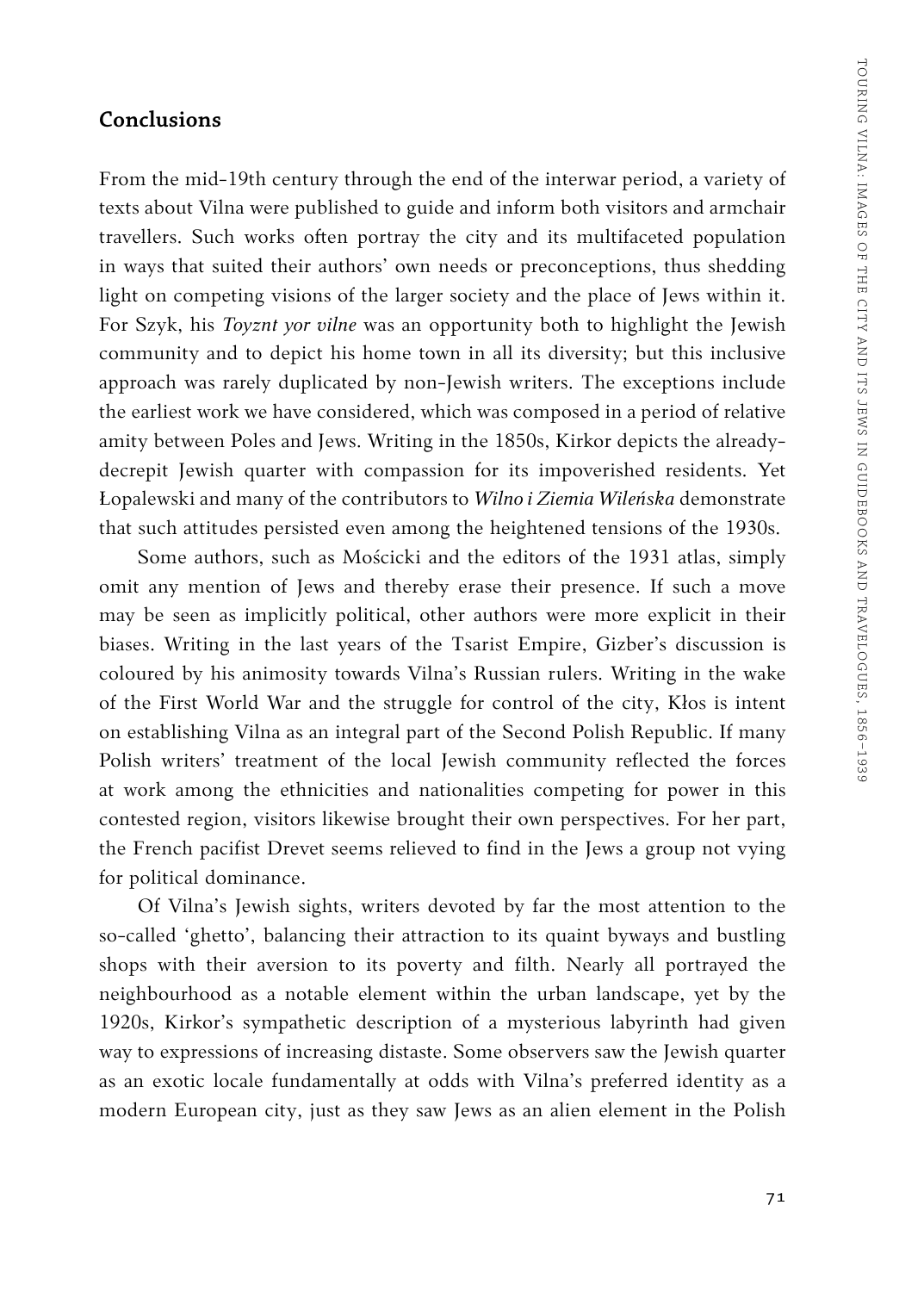## Conclusions

From the mid-19th century through the end of the interwar period, a variety of texts about Vilna were published to guide and inform both visitors and armchair travellers. Such works often portray the city and its multifaceted population in ways that suited their authors' own needs or preconceptions, thus shedding light on competing visions of the larger society and the place of Jews within it. For Szyk, his *Toyznt yor vilne* was an opportunity both to highlight the Jewish community and to depict his home town in all its diversity; but this inclusive approach was rarely duplicated by non-Jewish writers. The exceptions include the earliest work we have considered, which was composed in a period of relative amity between Poles and Jews. Writing in the 1850s, Kirkor depicts the already-decrepit Jewish quarter with compassion for its impoverished residents. Yet Łopalewski and many of the contributors to *Wilno i Ziemia Wileńska* demonstrate that such attitudes persisted even among the heightened tensions of the 1930s.

Some authors, such as Mościcki and the editors of the 1931 atlas, simply omit any mention of Jews and thereby erase their presence. If such a move may be seen as implicitly political, other authors were more explicit in their biases. Writing in the last years of the Tsarist Empire, Gizber's discussion is coloured by his animosity towards Vilna's Russian rulers. Writing in the wake of the First World War and the struggle for control of the city, Kłos is intent on establishing Vilna as an integral part of the Second Polish Republic. If many Polish writers' treatment of the local Jewish community reflected the forces at work among the ethnicities and nationalities competing for power in this contested region, visitors likewise brought their own perspectives. For her part, the French pacifist Drevet seems relieved to find in the Jews a group not vying for political dominance.

Of Vilna's Jewish sights, writers devoted by far the most attention to the so-called 'ghetto', balancing their attraction to its quaint byways and bustling shops with their aversion to its poverty and filth. Nearly all portrayed the neighbourhood as a notable element within the urban landscape, yet by the 1920s, Kirkor's sympathetic description of a mysterious labyrinth had given way to expressions of increasing distaste. Some observers saw the Jewish quarter as an exotic locale fundamentally at odds with Vilna's preferred identity as a modern European city, just as they saw Jews as an alien element in the Polish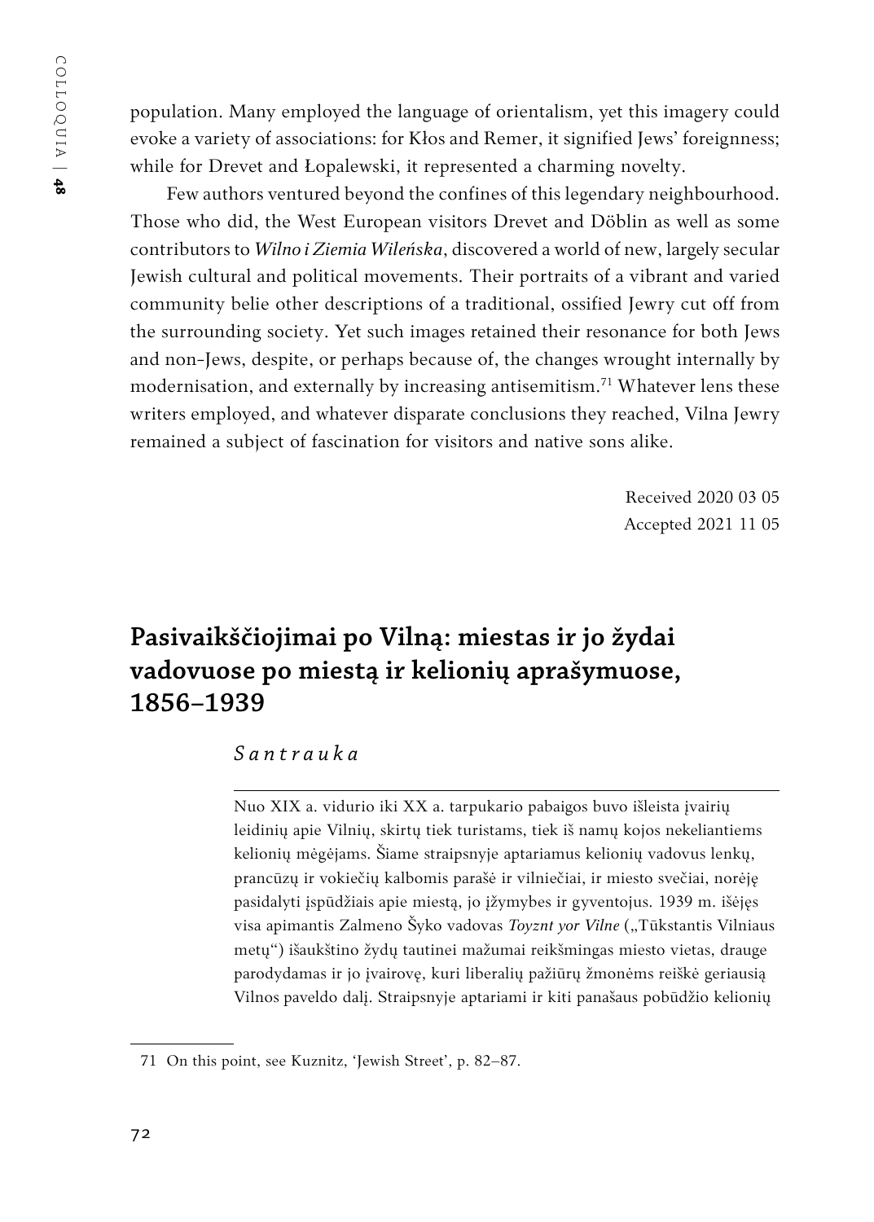population. Many employed the language of orientalism, yet this imagery could evoke a variety of associations: for Kłos and Remer, it signified Jews' foreignness; while for Drevet and Łopalewski, it represented a charming novelty.

Few authors ventured beyond the confines of this legendary neighbourhood. Those who did, the West European visitors Drevet and Döblin as well as some contributors to *Wilno i Ziemia Wileńska*, discovered a world of new, largely secular Jewish cultural and political movements. Their portraits of a vibrant and varied community belie other descriptions of a traditional, ossified Jewry cut off from the surrounding society. Yet such images retained their resonance for both Jews and non-Jews, despite, or perhaps because of, the changes wrought internally by modernisation, and externally by increasing antisemitism.[71] Whatever lens these writers employed, and whatever disparate conclusions they reached, Vilna Jewry remained a subject of fascination for visitors and native sons alike.

Received 2020 03 05
Accepted 2021 11 05

## Pasivaikščiojimai po Vilną: miestas ir jo žydai vadovuose po miestą ir kelionių aprašymuose, 1856–1939

*Santrauka*

Nuo XIX a. vidurio iki XX a. tarpukario pabaigos buvo išleista įvairių leidinių apie Vilnių, skirtų tiek turistams, tiek iš namų kojos nekeliantiems kelionių mėgėjams. Šiame straipsnyje aptariamus kelionių vadovus lenkų, prancūzų ir vokiečių kalbomis parašė ir vilniečiai, ir miesto svečiai, norėję pasidalyti įspūdžiais apie miestą, jo įžymybes ir gyventojus. 1939 m. išėjęs visa apimantis Zalmeno Šyko vadovas *Toyznt yor Vilne* („Tūkstantis Vilniaus metų") išaukštino žydų tautinei mažumai reikšmingas miesto vietas, drauge parodydamas ir jo įvairovę, kuri liberalių pažiūrų žmonėms reiškė geriausią Vilnos paveldo dalį. Straipsnyje aptariami ir kiti panašaus pobūdžio kelionių

71 On this point, see Kuznitz, 'Jewish Street', p. 82–87.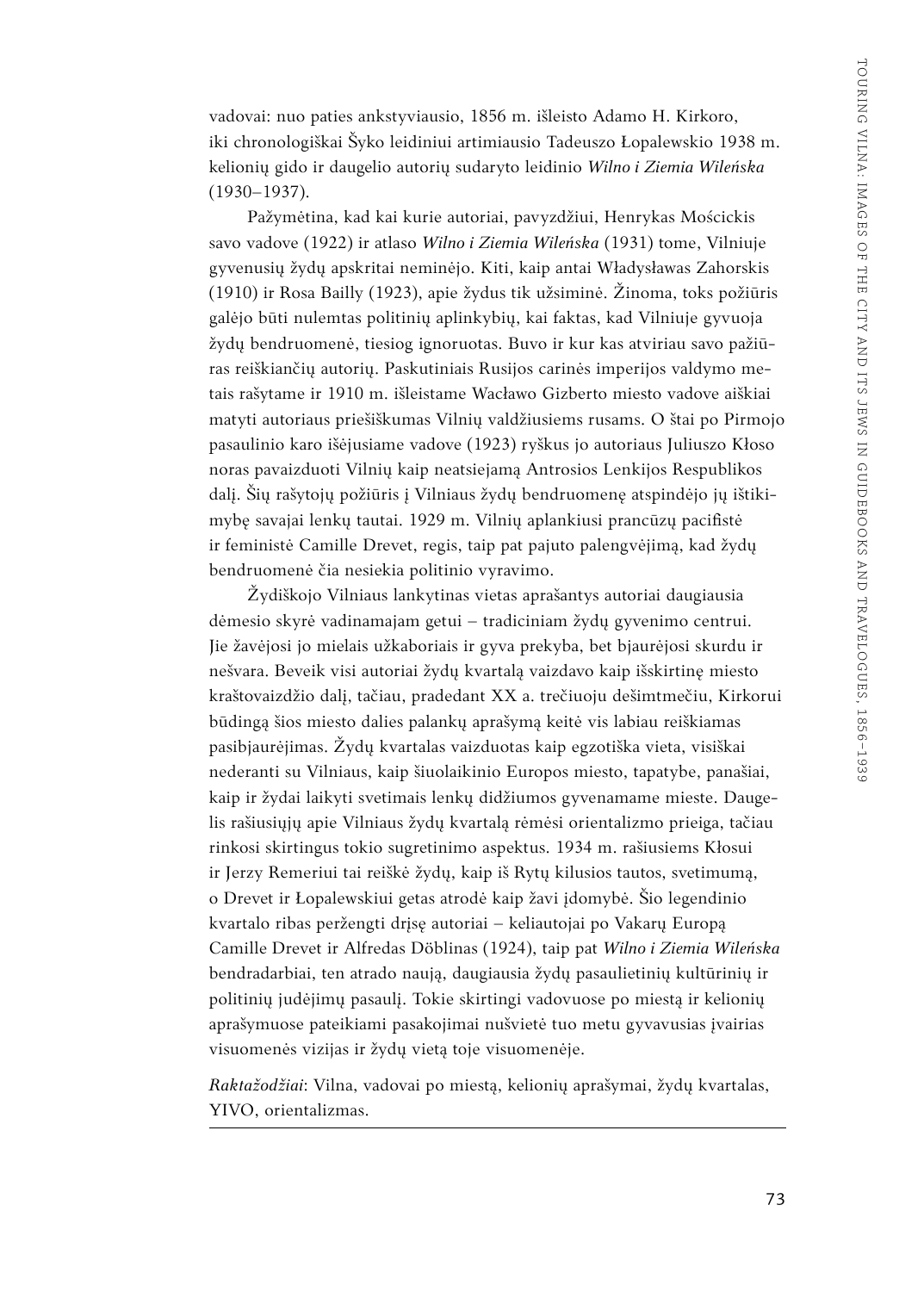vadovai: nuo paties ankstyviausio, 1856 m. išleisto Adamo H. Kirkoro, iki chronologiškai Šyko leidiniui artimiausio Tadeuszo Łopalewskio 1938 m. kelionių gido ir daugelio autorių sudaryto leidinio *Wilno i Ziemia Wileńska* (1930–1937).

Pažymėtina, kad kai kurie autoriai, pavyzdžiui, Henrykas Mościckis savo vadove (1922) ir atlaso *Wilno i Ziemia Wileńska* (1931) tome, Vilniuje gyvenusių žydų apskritai neminėjo. Kiti, kaip antai Władysławas Zahorskis (1910) ir Rosa Bailly (1923), apie žydus tik užsiminė. Žinoma, toks požiūris galėjo būti nulemtas politinių aplinkybių, kai faktas, kad Vilniuje gyvuoja žydų bendruomenė, tiesiog ignoruotas. Buvo ir kur kas atviriau savo pažiūras reiškiančių autorių. Paskutiniais Rusijos carinės imperijos valdymo metais rašytame ir 1910 m. išleistame Wacławo Gizberto miesto vadove aiškiai matyti autoriaus priešiškumas Vilnių valdžiusiems rusams. O štai po Pirmojo pasaulinio karo išėjusiame vadove (1923) ryškus jo autoriaus Juliuszo Kłoso noras pavaizduoti Vilnių kaip neatsiejamą Antrosios Lenkijos Respublikos dalį. Šių rašytojų požiūris į Vilniaus žydų bendruomenę atspindėjo jų ištikimybę savajai lenkų tautai. 1929 m. Vilnių aplankiusi prancūzų pacifistė ir feministė Camille Drevet, regis, taip pat pajuto palengvėjimą, kad žydų bendruomenė čia nesiekia politinio vyravimo.

Žydiškojo Vilniaus lankytinas vietas aprašantys autoriai daugiausia dėmesio skyrė vadinamajam getui – tradiciniam žydų gyvenimo centrui. Jie žavėjosi jo mielais užkaboriais ir gyva prekyba, bet bjaurėjosi skurdu ir nešvara. Beveik visi autoriai žydų kvartalą vaizdavo kaip išskirtinę miesto kraštovaizdžio dalį, tačiau, pradedant XX a. trečiuoju dešimtmečiu, Kirkorui būdingą šios miesto dalies palankų aprašymą keitė vis labiau reiškiamas pasibjaurėjimas. Žydų kvartalas vaizduotas kaip egzotiška vieta, visiškai nederanti su Vilniaus, kaip šiuolaikinio Europos miesto, tapatybe, panašiai, kaip ir žydai laikyti svetimais lenkų didžiumos gyvenamame mieste. Daugelis rašiusiųjų apie Vilniaus žydų kvartalą rėmėsi orientalizmo prieiga, tačiau rinkosi skirtingus tokio sugretinimo aspektus. 1934 m. rašiusiems Kłosui ir Jerzy Remeriui tai reiškė žydų, kaip iš Rytų kilusios tautos, svetimumą, o Drevet ir Łopalewskiui getas atrodė kaip žavi įdomybė. Šio legendinio kvartalo ribas peržengti drįsę autoriai – keliautojai po Vakarų Europą Camille Drevet ir Alfredas Döblinas (1924), taip pat *Wilno i Ziemia Wileńska* bendradarbiai, ten atrado naują, daugiausia žydų pasaulietinių kultūrinių ir politinių judėjimų pasaulį. Tokie skirtingi vadovuose po miestą ir kelionių aprašymuose pateikiami pasakojimai nušvietė tuo metu gyvavusias įvairias visuomenės vizijas ir žydų vietą toje visuomenėje.

*Raktažodžiai*: Vilna, vadovai po miestą, kelionių aprašymai, žydų kvartalas, YIVO, orientalizmas.